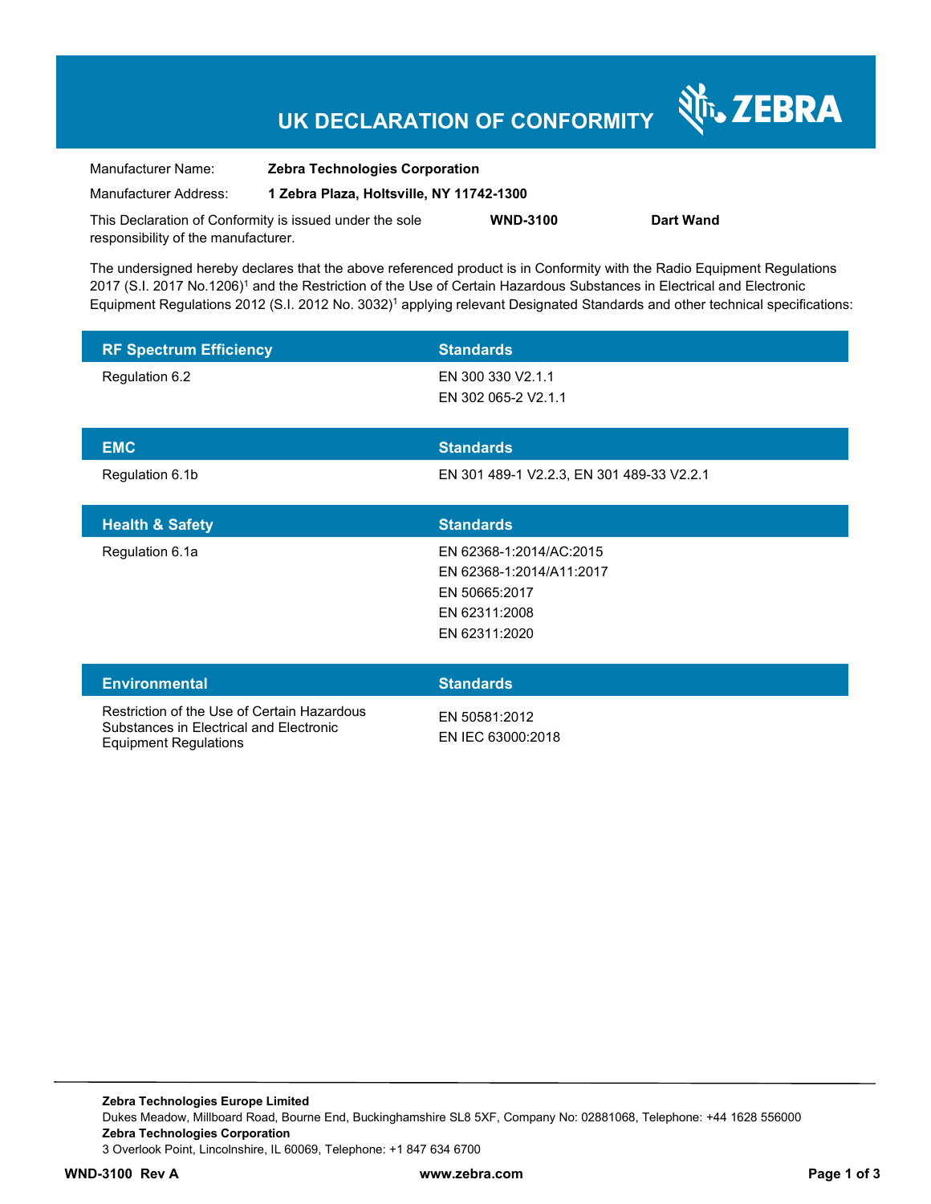# UK DECLARATION OF CONFORMITY

| | |
|---|---|
| Manufacturer Name: | **Zebra Technologies Corporation** |
| Manufacturer Address: | **1 Zebra Plaza, Holtsville, NY 11742-1300** |

This Declaration of Conformity is issued under the sole responsibility of the manufacturer. **WND-3100** **Dart Wand**

The undersigned hereby declares that the above referenced product is in Conformity with the Radio Equipment Regulations 2017 (S.I. 2017 No.1206)[1] and the Restriction of the Use of Certain Hazardous Substances in Electrical and Electronic Equipment Regulations 2012 (S.I. 2012 No. 3032)[1] applying relevant Designated Standards and other technical specifications:

| RF Spectrum Efficiency | Standards |
|---|---|
| Regulation 6.2 | EN 300 330 V2.1.1<br>EN 302 065-2 V2.1.1 |

| EMC | Standards |
|---|---|
| Regulation 6.1b | EN 301 489-1 V2.2.3, EN 301 489-33 V2.2.1 |

| Health & Safety | Standards |
|---|---|
| Regulation 6.1a | EN 62368-1:2014/AC:2015<br>EN 62368-1:2014/A11:2017<br>EN 50665:2017<br>EN 62311:2008<br>EN 62311:2020 |

| Environmental | Standards |
|---|---|
| Restriction of the Use of Certain Hazardous Substances in Electrical and Electronic Equipment Regulations | EN 50581:2012<br>EN IEC 63000:2018 |

**Zebra Technologies Europe Limited**
Dukes Meadow, Millboard Road, Bourne End, Buckinghamshire SL8 5XF, Company No: 02881068, Telephone: +44 1628 556000
**Zebra Technologies Corporation**
3 Overlook Point, Lincolnshire, IL 60069, Telephone: +1 847 634 6700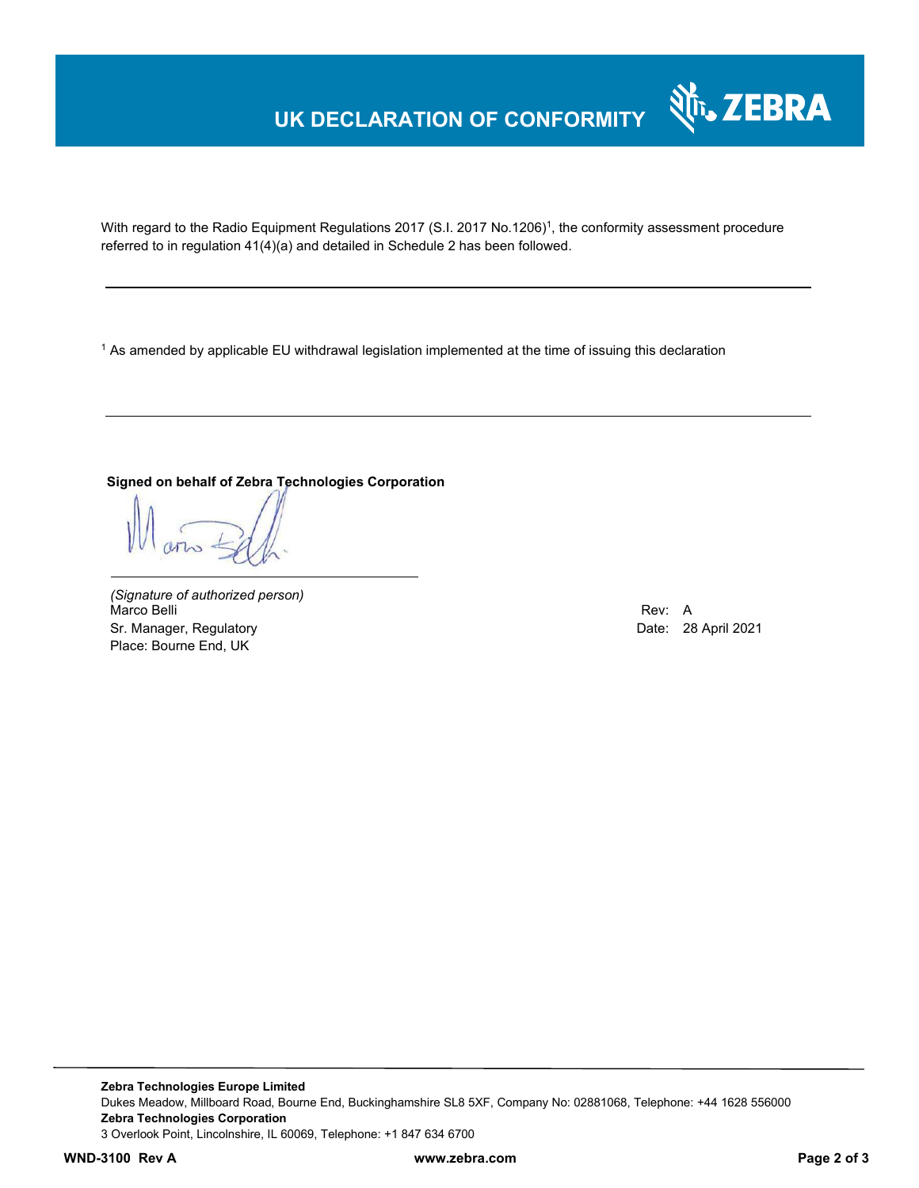# UK DECLARATION OF CONFORMITY

With regard to the Radio Equipment Regulations 2017 (S.I. 2017 No.1206)[1], the conformity assessment procedure referred to in regulation 41(4)(a) and detailed in Schedule 2 has been followed.

---

[1] As amended by applicable EU withdrawal legislation implemented at the time of issuing this declaration

---

**Signed on behalf of Zebra Technologies Corporation**

*(Signature of authorized person)*
Marco Belli
Sr. Manager, Regulatory
Place: Bourne End, UK

Rev: A
Date: 28 April 2021

**Zebra Technologies Europe Limited**
Dukes Meadow, Millboard Road, Bourne End, Buckinghamshire SL8 5XF, Company No: 02881068, Telephone: +44 1628 556000
**Zebra Technologies Corporation**
3 Overlook Point, Lincolnshire, IL 60069, Telephone: +1 847 634 6700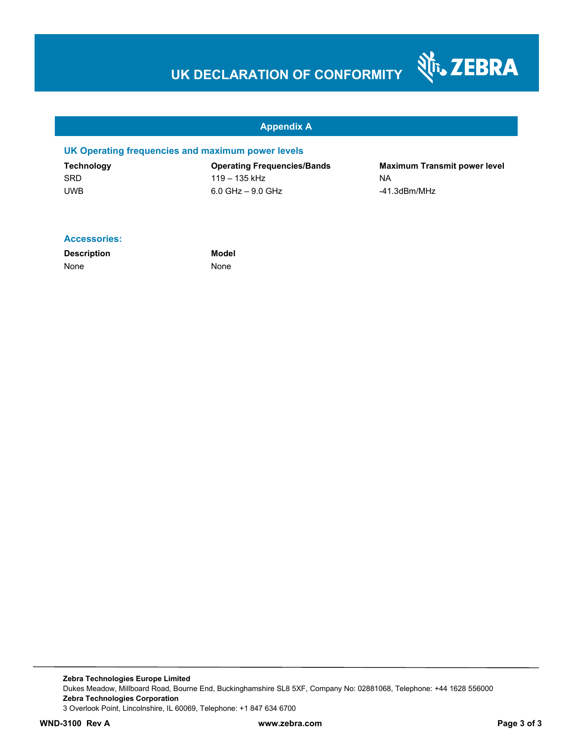# UK DECLARATION OF CONFORMITY

## Appendix A

### UK Operating frequencies and maximum power levels

| Technology | Operating Frequencies/Bands | Maximum Transmit power level |
|---|---|---|
| SRD | 119 – 135 kHz | NA |
| UWB | 6.0 GHz – 9.0 GHz | -41.3dBm/MHz |

### Accessories:

| Description | Model |
|---|---|
| None | None |

**Zebra Technologies Europe Limited**
Dukes Meadow, Millboard Road, Bourne End, Buckinghamshire SL8 5XF, Company No: 02881068, Telephone: +44 1628 556000
**Zebra Technologies Corporation**
3 Overlook Point, Lincolnshire, IL 60069, Telephone: +1 847 634 6700

**WND-3100 Rev A** **www.zebra.com**